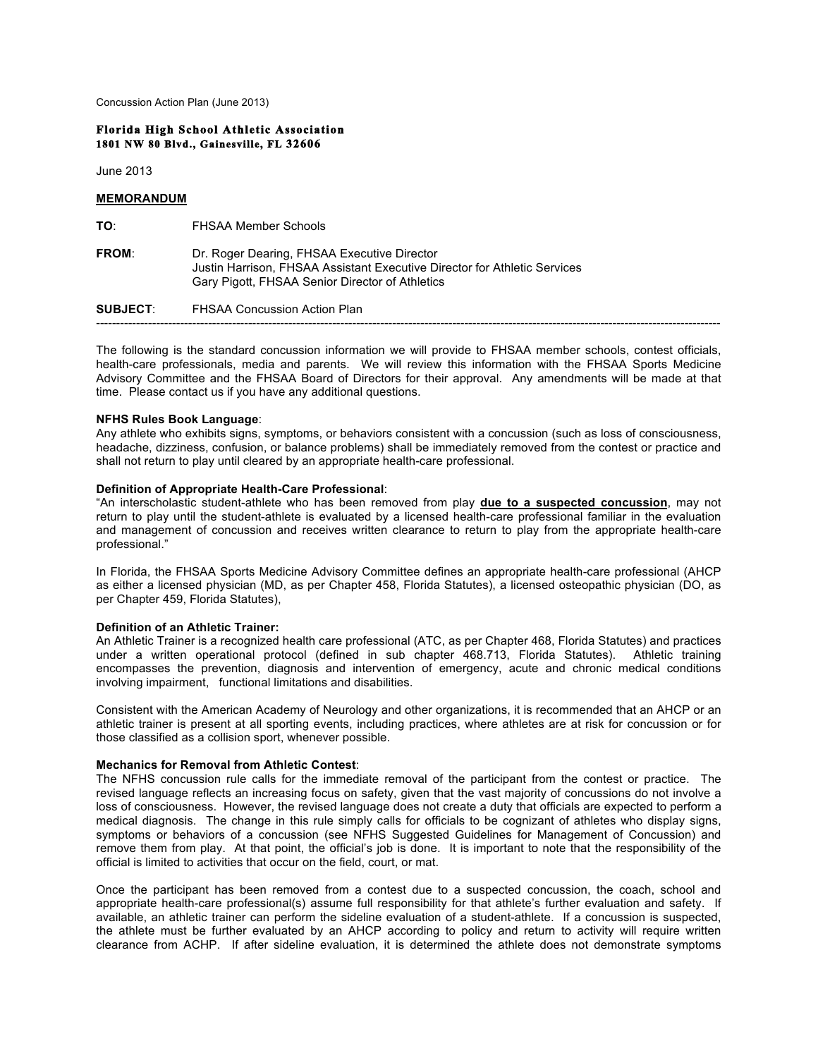Concussion Action Plan (June 2013)

**Florida High School Athletic Association**
**1801 NW 80 Blvd., Gainesville, FL 32606**

June 2013

**MEMORANDUM**

**TO**: FHSAA Member Schools

**FROM**: Dr. Roger Dearing, FHSAA Executive Director
Justin Harrison, FHSAA Assistant Executive Director for Athletic Services
Gary Pigott, FHSAA Senior Director of Athletics

**SUBJECT**: FHSAA Concussion Action Plan

---

The following is the standard concussion information we will provide to FHSAA member schools, contest officials, health-care professionals, media and parents. We will review this information with the FHSAA Sports Medicine Advisory Committee and the FHSAA Board of Directors for their approval. Any amendments will be made at that time. Please contact us if you have any additional questions.

**NFHS Rules Book Language**:
Any athlete who exhibits signs, symptoms, or behaviors consistent with a concussion (such as loss of consciousness, headache, dizziness, confusion, or balance problems) shall be immediately removed from the contest or practice and shall not return to play until cleared by an appropriate health-care professional.

**Definition of Appropriate Health-Care Professional**:
"An interscholastic student-athlete who has been removed from play **due to a suspected concussion**, may not return to play until the student-athlete is evaluated by a licensed health-care professional familiar in the evaluation and management of concussion and receives written clearance to return to play from the appropriate health-care professional."

In Florida, the FHSAA Sports Medicine Advisory Committee defines an appropriate health-care professional (AHCP as either a licensed physician (MD, as per Chapter 458, Florida Statutes), a licensed osteopathic physician (DO, as per Chapter 459, Florida Statutes),

**Definition of an Athletic Trainer:**
An Athletic Trainer is a recognized health care professional (ATC, as per Chapter 468, Florida Statutes) and practices under a written operational protocol (defined in sub chapter 468.713, Florida Statutes). Athletic training encompasses the prevention, diagnosis and intervention of emergency, acute and chronic medical conditions involving impairment, functional limitations and disabilities.

Consistent with the American Academy of Neurology and other organizations, it is recommended that an AHCP or an athletic trainer is present at all sporting events, including practices, where athletes are at risk for concussion or for those classified as a collision sport, whenever possible.

**Mechanics for Removal from Athletic Contest**:
The NFHS concussion rule calls for the immediate removal of the participant from the contest or practice. The revised language reflects an increasing focus on safety, given that the vast majority of concussions do not involve a loss of consciousness. However, the revised language does not create a duty that officials are expected to perform a medical diagnosis. The change in this rule simply calls for officials to be cognizant of athletes who display signs, symptoms or behaviors of a concussion (see NFHS Suggested Guidelines for Management of Concussion) and remove them from play. At that point, the official's job is done. It is important to note that the responsibility of the official is limited to activities that occur on the field, court, or mat.

Once the participant has been removed from a contest due to a suspected concussion, the coach, school and appropriate health-care professional(s) assume full responsibility for that athlete's further evaluation and safety. If available, an athletic trainer can perform the sideline evaluation of a student-athlete. If a concussion is suspected, the athlete must be further evaluated by an AHCP according to policy and return to activity will require written clearance from ACHP. If after sideline evaluation, it is determined the athlete does not demonstrate symptoms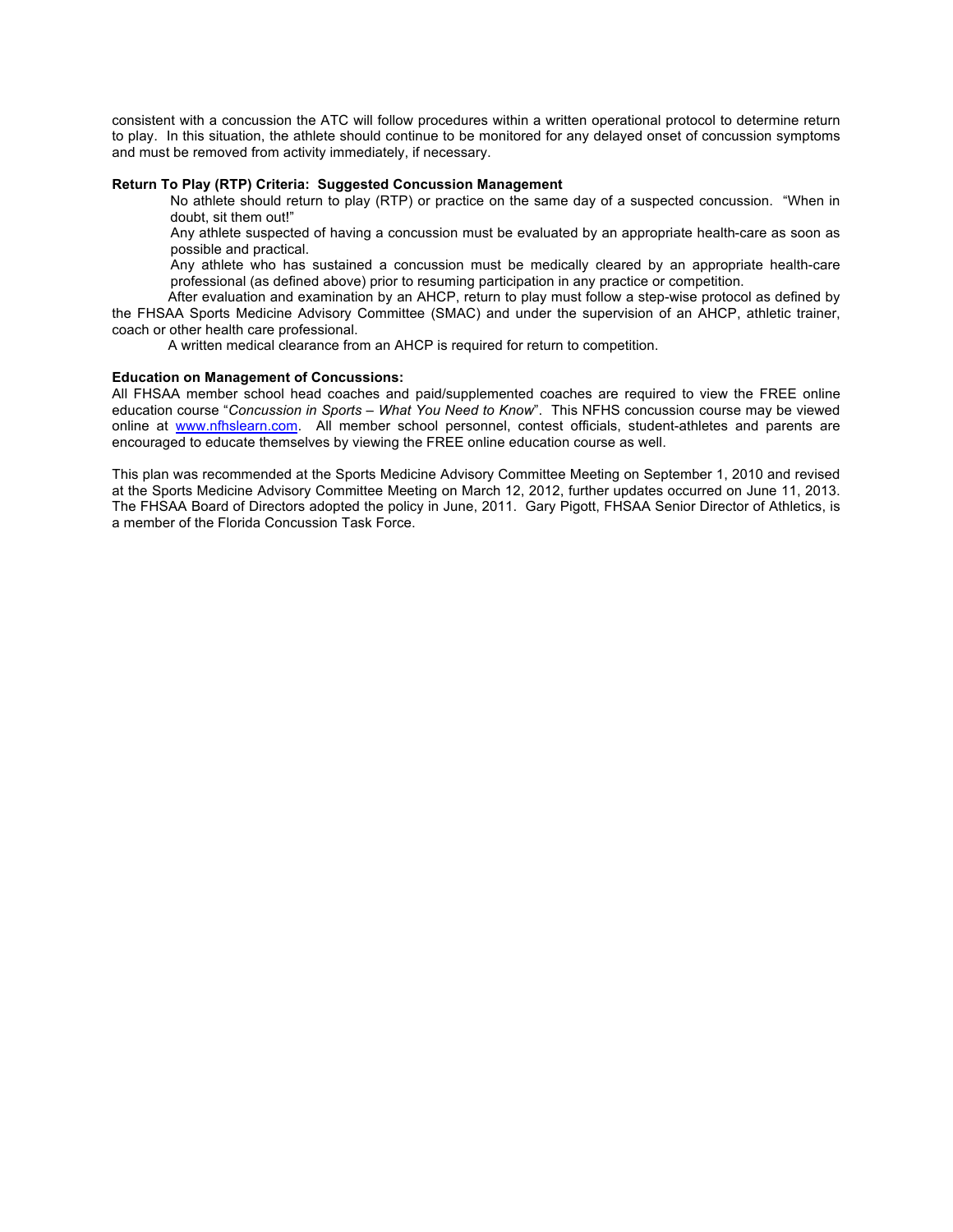consistent with a concussion the ATC will follow procedures within a written operational protocol to determine return to play. In this situation, the athlete should continue to be monitored for any delayed onset of concussion symptoms and must be removed from activity immediately, if necessary.

**Return To Play (RTP) Criteria: Suggested Concussion Management**

No athlete should return to play (RTP) or practice on the same day of a suspected concussion. "When in doubt, sit them out!"

Any athlete suspected of having a concussion must be evaluated by an appropriate health-care as soon as possible and practical.

Any athlete who has sustained a concussion must be medically cleared by an appropriate health-care professional (as defined above) prior to resuming participation in any practice or competition.

After evaluation and examination by an AHCP, return to play must follow a step-wise protocol as defined by the FHSAA Sports Medicine Advisory Committee (SMAC) and under the supervision of an AHCP, athletic trainer, coach or other health care professional.

A written medical clearance from an AHCP is required for return to competition.

**Education on Management of Concussions:**

All FHSAA member school head coaches and paid/supplemented coaches are required to view the FREE online education course "*Concussion in Sports – What You Need to Know*". This NFHS concussion course may be viewed online at www.nfhslearn.com. All member school personnel, contest officials, student-athletes and parents are encouraged to educate themselves by viewing the FREE online education course as well.

This plan was recommended at the Sports Medicine Advisory Committee Meeting on September 1, 2010 and revised at the Sports Medicine Advisory Committee Meeting on March 12, 2012, further updates occurred on June 11, 2013. The FHSAA Board of Directors adopted the policy in June, 2011. Gary Pigott, FHSAA Senior Director of Athletics, is a member of the Florida Concussion Task Force.